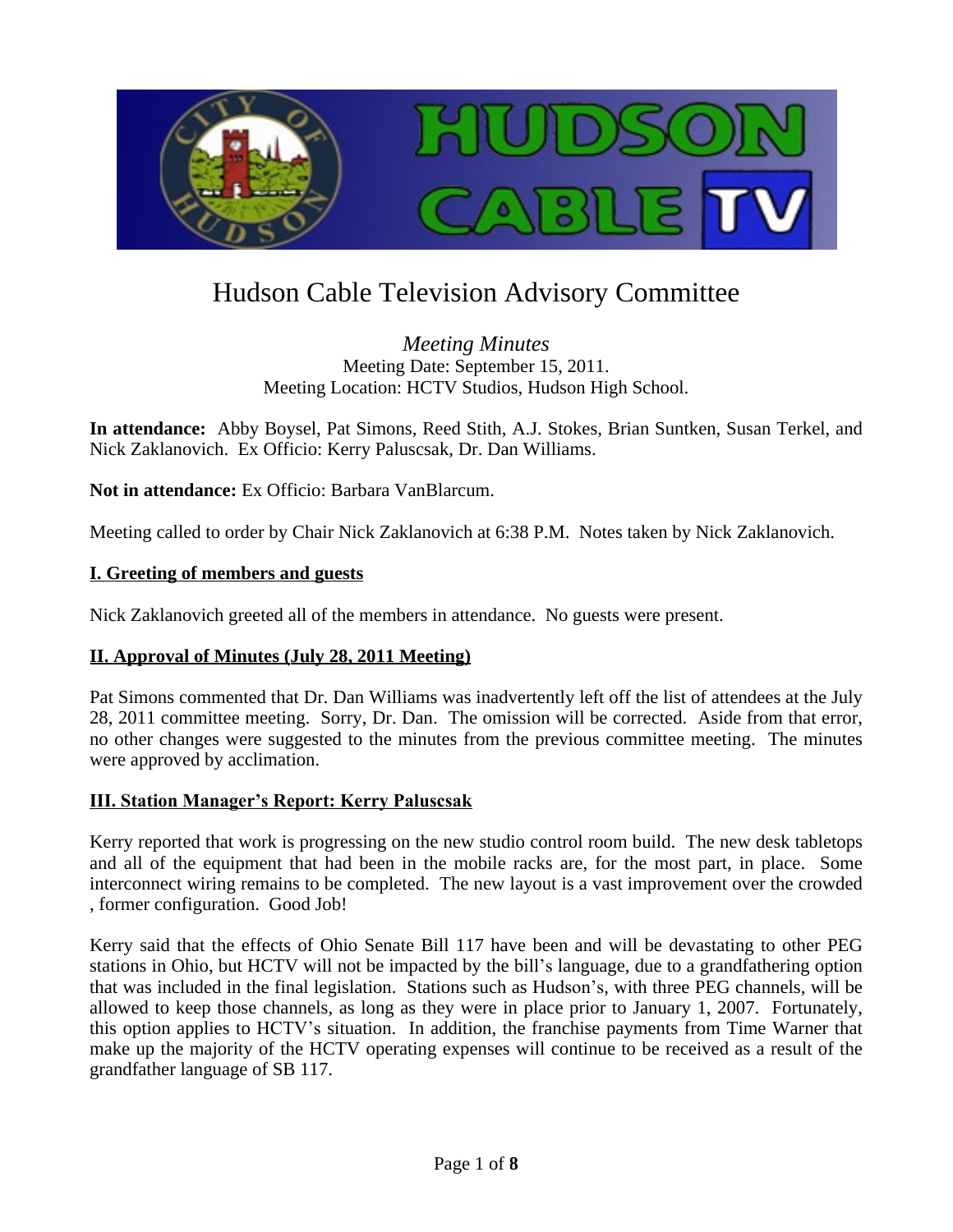# Hudson Cable Television Advisory Committee

*Meeting Minutes*
Meeting Date: September 15, 2011.
Meeting Location: HCTV Studios, Hudson High School.

**In attendance:** Abby Boysel, Pat Simons, Reed Stith, A.J. Stokes, Brian Suntken, Susan Terkel, and Nick Zaklanovich. Ex Officio: Kerry Paluscsak, Dr. Dan Williams.

**Not in attendance:** Ex Officio: Barbara VanBlarcum.

Meeting called to order by Chair Nick Zaklanovich at 6:38 P.M. Notes taken by Nick Zaklanovich.

## I. Greeting of members and guests

Nick Zaklanovich greeted all of the members in attendance. No guests were present.

## II. Approval of Minutes (July 28, 2011 Meeting)

Pat Simons commented that Dr. Dan Williams was inadvertently left off the list of attendees at the July 28, 2011 committee meeting. Sorry, Dr. Dan. The omission will be corrected. Aside from that error, no other changes were suggested to the minutes from the previous committee meeting. The minutes were approved by acclimation.

## III. Station Manager's Report: Kerry Paluscsak

Kerry reported that work is progressing on the new studio control room build. The new desk tabletops and all of the equipment that had been in the mobile racks are, for the most part, in place. Some interconnect wiring remains to be completed. The new layout is a vast improvement over the crowded , former configuration. Good Job!

Kerry said that the effects of Ohio Senate Bill 117 have been and will be devastating to other PEG stations in Ohio, but HCTV will not be impacted by the bill's language, due to a grandfathering option that was included in the final legislation. Stations such as Hudson's, with three PEG channels, will be allowed to keep those channels, as long as they were in place prior to January 1, 2007. Fortunately, this option applies to HCTV's situation. In addition, the franchise payments from Time Warner that make up the majority of the HCTV operating expenses will continue to be received as a result of the grandfather language of SB 117.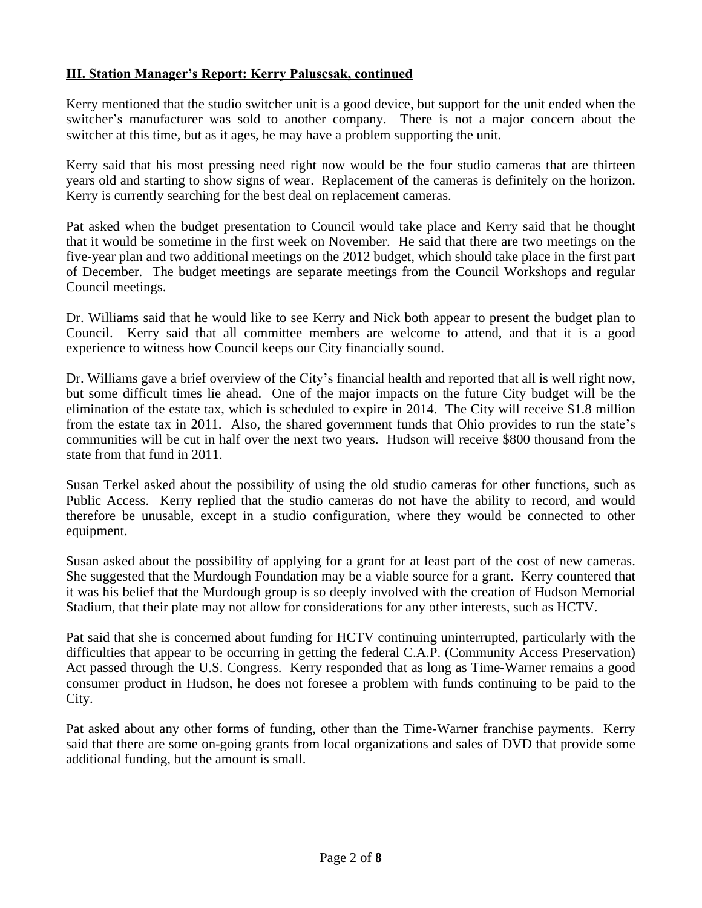**III. Station Manager's Report: Kerry Paluscsak, continued**

Kerry mentioned that the studio switcher unit is a good device, but support for the unit ended when the switcher's manufacturer was sold to another company. There is not a major concern about the switcher at this time, but as it ages, he may have a problem supporting the unit.

Kerry said that his most pressing need right now would be the four studio cameras that are thirteen years old and starting to show signs of wear. Replacement of the cameras is definitely on the horizon. Kerry is currently searching for the best deal on replacement cameras.

Pat asked when the budget presentation to Council would take place and Kerry said that he thought that it would be sometime in the first week on November. He said that there are two meetings on the five-year plan and two additional meetings on the 2012 budget, which should take place in the first part of December. The budget meetings are separate meetings from the Council Workshops and regular Council meetings.

Dr. Williams said that he would like to see Kerry and Nick both appear to present the budget plan to Council. Kerry said that all committee members are welcome to attend, and that it is a good experience to witness how Council keeps our City financially sound.

Dr. Williams gave a brief overview of the City's financial health and reported that all is well right now, but some difficult times lie ahead. One of the major impacts on the future City budget will be the elimination of the estate tax, which is scheduled to expire in 2014. The City will receive $1.8 million from the estate tax in 2011. Also, the shared government funds that Ohio provides to run the state's communities will be cut in half over the next two years. Hudson will receive $800 thousand from the state from that fund in 2011.

Susan Terkel asked about the possibility of using the old studio cameras for other functions, such as Public Access. Kerry replied that the studio cameras do not have the ability to record, and would therefore be unusable, except in a studio configuration, where they would be connected to other equipment.

Susan asked about the possibility of applying for a grant for at least part of the cost of new cameras. She suggested that the Murdough Foundation may be a viable source for a grant. Kerry countered that it was his belief that the Murdough group is so deeply involved with the creation of Hudson Memorial Stadium, that their plate may not allow for considerations for any other interests, such as HCTV.

Pat said that she is concerned about funding for HCTV continuing uninterrupted, particularly with the difficulties that appear to be occurring in getting the federal C.A.P. (Community Access Preservation) Act passed through the U.S. Congress. Kerry responded that as long as Time-Warner remains a good consumer product in Hudson, he does not foresee a problem with funds continuing to be paid to the City.

Pat asked about any other forms of funding, other than the Time-Warner franchise payments. Kerry said that there are some on-going grants from local organizations and sales of DVD that provide some additional funding, but the amount is small.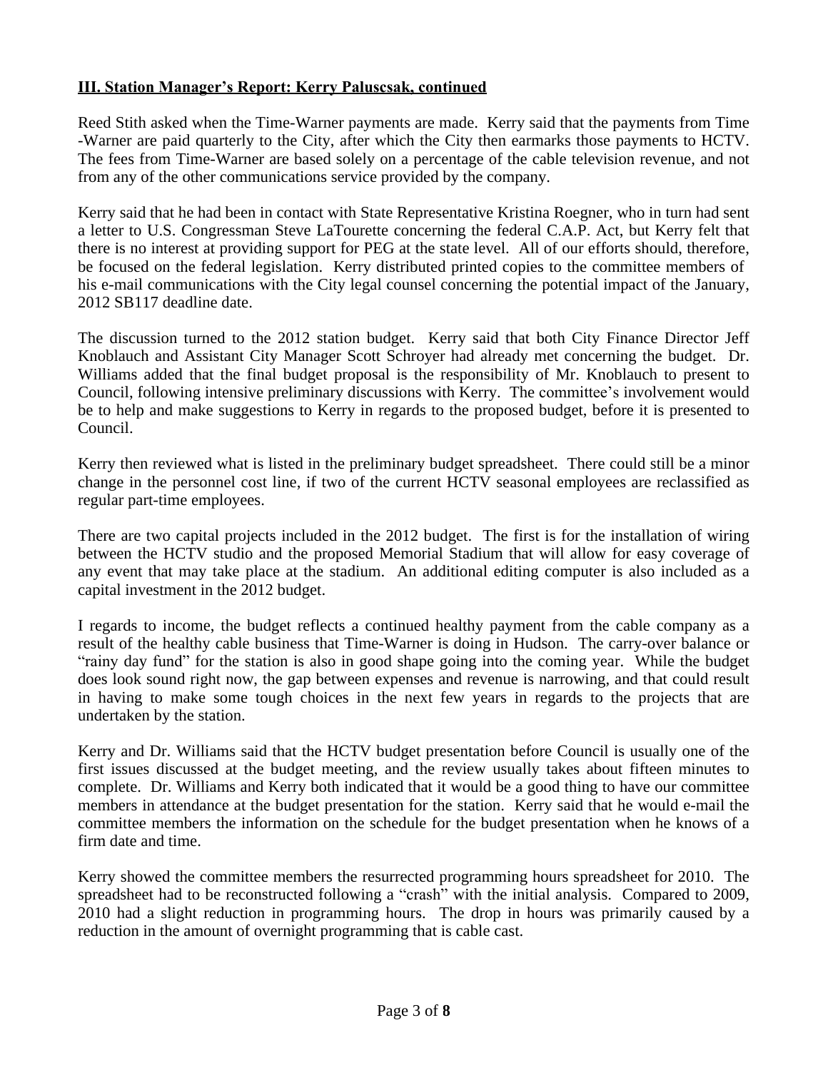**III. Station Manager's Report: Kerry Paluscsak, continued**

Reed Stith asked when the Time-Warner payments are made. Kerry said that the payments from Time -Warner are paid quarterly to the City, after which the City then earmarks those payments to HCTV. The fees from Time-Warner are based solely on a percentage of the cable television revenue, and not from any of the other communications service provided by the company.

Kerry said that he had been in contact with State Representative Kristina Roegner, who in turn had sent a letter to U.S. Congressman Steve LaTourette concerning the federal C.A.P. Act, but Kerry felt that there is no interest at providing support for PEG at the state level. All of our efforts should, therefore, be focused on the federal legislation. Kerry distributed printed copies to the committee members of his e-mail communications with the City legal counsel concerning the potential impact of the January, 2012 SB117 deadline date.

The discussion turned to the 2012 station budget. Kerry said that both City Finance Director Jeff Knoblauch and Assistant City Manager Scott Schroyer had already met concerning the budget. Dr. Williams added that the final budget proposal is the responsibility of Mr. Knoblauch to present to Council, following intensive preliminary discussions with Kerry. The committee's involvement would be to help and make suggestions to Kerry in regards to the proposed budget, before it is presented to Council.

Kerry then reviewed what is listed in the preliminary budget spreadsheet. There could still be a minor change in the personnel cost line, if two of the current HCTV seasonal employees are reclassified as regular part-time employees.

There are two capital projects included in the 2012 budget. The first is for the installation of wiring between the HCTV studio and the proposed Memorial Stadium that will allow for easy coverage of any event that may take place at the stadium. An additional editing computer is also included as a capital investment in the 2012 budget.

I regards to income, the budget reflects a continued healthy payment from the cable company as a result of the healthy cable business that Time-Warner is doing in Hudson. The carry-over balance or "rainy day fund" for the station is also in good shape going into the coming year. While the budget does look sound right now, the gap between expenses and revenue is narrowing, and that could result in having to make some tough choices in the next few years in regards to the projects that are undertaken by the station.

Kerry and Dr. Williams said that the HCTV budget presentation before Council is usually one of the first issues discussed at the budget meeting, and the review usually takes about fifteen minutes to complete. Dr. Williams and Kerry both indicated that it would be a good thing to have our committee members in attendance at the budget presentation for the station. Kerry said that he would e-mail the committee members the information on the schedule for the budget presentation when he knows of a firm date and time.

Kerry showed the committee members the resurrected programming hours spreadsheet for 2010. The spreadsheet had to be reconstructed following a "crash" with the initial analysis. Compared to 2009, 2010 had a slight reduction in programming hours. The drop in hours was primarily caused by a reduction in the amount of overnight programming that is cable cast.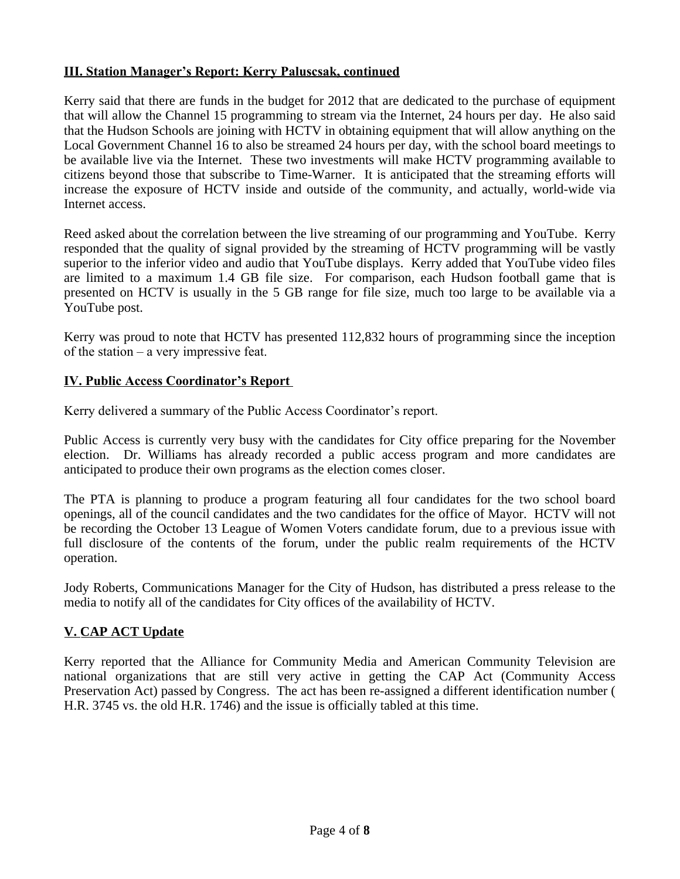## III. Station Manager's Report: Kerry Paluscsak, continued

Kerry said that there are funds in the budget for 2012 that are dedicated to the purchase of equipment that will allow the Channel 15 programming to stream via the Internet, 24 hours per day. He also said that the Hudson Schools are joining with HCTV in obtaining equipment that will allow anything on the Local Government Channel 16 to also be streamed 24 hours per day, with the school board meetings to be available live via the Internet. These two investments will make HCTV programming available to citizens beyond those that subscribe to Time-Warner. It is anticipated that the streaming efforts will increase the exposure of HCTV inside and outside of the community, and actually, world-wide via Internet access.

Reed asked about the correlation between the live streaming of our programming and YouTube. Kerry responded that the quality of signal provided by the streaming of HCTV programming will be vastly superior to the inferior video and audio that YouTube displays. Kerry added that YouTube video files are limited to a maximum 1.4 GB file size. For comparison, each Hudson football game that is presented on HCTV is usually in the 5 GB range for file size, much too large to be available via a YouTube post.

Kerry was proud to note that HCTV has presented 112,832 hours of programming since the inception of the station – a very impressive feat.

## IV. Public Access Coordinator's Report

Kerry delivered a summary of the Public Access Coordinator's report.

Public Access is currently very busy with the candidates for City office preparing for the November election. Dr. Williams has already recorded a public access program and more candidates are anticipated to produce their own programs as the election comes closer.

The PTA is planning to produce a program featuring all four candidates for the two school board openings, all of the council candidates and the two candidates for the office of Mayor. HCTV will not be recording the October 13 League of Women Voters candidate forum, due to a previous issue with full disclosure of the contents of the forum, under the public realm requirements of the HCTV operation.

Jody Roberts, Communications Manager for the City of Hudson, has distributed a press release to the media to notify all of the candidates for City offices of the availability of HCTV.

## V. CAP ACT Update

Kerry reported that the Alliance for Community Media and American Community Television are national organizations that are still very active in getting the CAP Act (Community Access Preservation Act) passed by Congress. The act has been re-assigned a different identification number ( H.R. 3745 vs. the old H.R. 1746) and the issue is officially tabled at this time.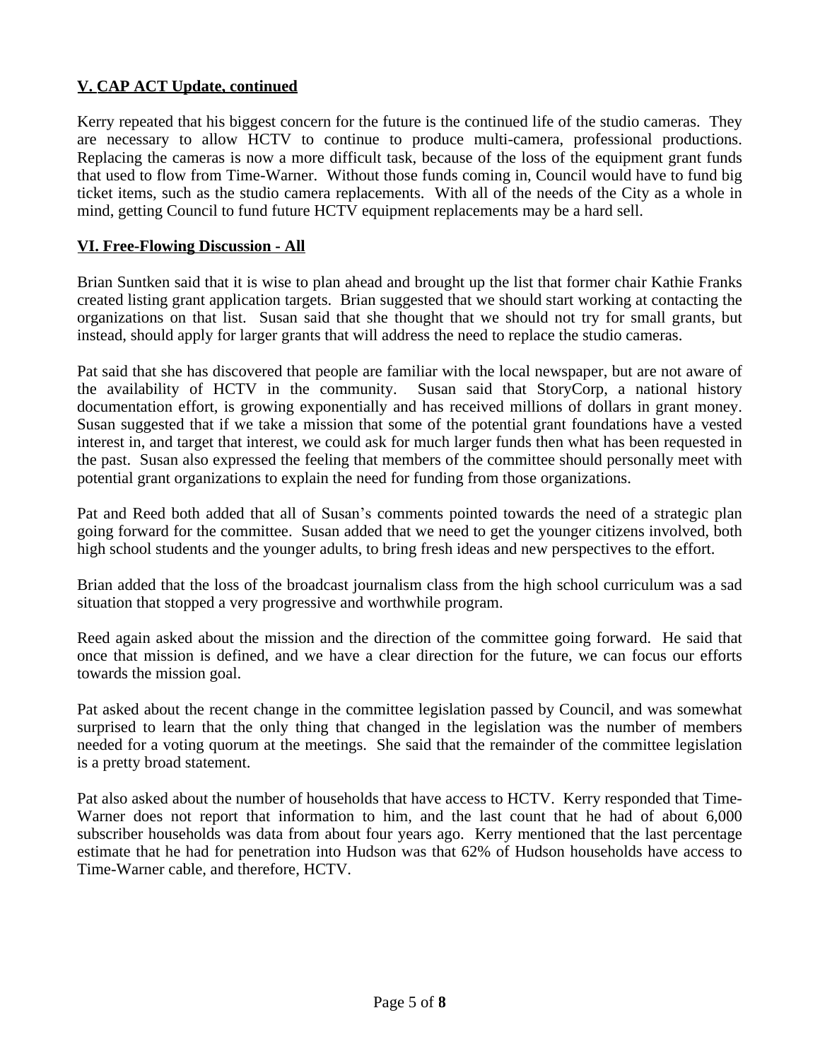## V. CAP ACT Update, continued

Kerry repeated that his biggest concern for the future is the continued life of the studio cameras. They are necessary to allow HCTV to continue to produce multi-camera, professional productions. Replacing the cameras is now a more difficult task, because of the loss of the equipment grant funds that used to flow from Time-Warner. Without those funds coming in, Council would have to fund big ticket items, such as the studio camera replacements. With all of the needs of the City as a whole in mind, getting Council to fund future HCTV equipment replacements may be a hard sell.

## VI. Free-Flowing Discussion - All

Brian Suntken said that it is wise to plan ahead and brought up the list that former chair Kathie Franks created listing grant application targets. Brian suggested that we should start working at contacting the organizations on that list. Susan said that she thought that we should not try for small grants, but instead, should apply for larger grants that will address the need to replace the studio cameras.

Pat said that she has discovered that people are familiar with the local newspaper, but are not aware of the availability of HCTV in the community. Susan said that StoryCorp, a national history documentation effort, is growing exponentially and has received millions of dollars in grant money. Susan suggested that if we take a mission that some of the potential grant foundations have a vested interest in, and target that interest, we could ask for much larger funds then what has been requested in the past. Susan also expressed the feeling that members of the committee should personally meet with potential grant organizations to explain the need for funding from those organizations.

Pat and Reed both added that all of Susan's comments pointed towards the need of a strategic plan going forward for the committee. Susan added that we need to get the younger citizens involved, both high school students and the younger adults, to bring fresh ideas and new perspectives to the effort.

Brian added that the loss of the broadcast journalism class from the high school curriculum was a sad situation that stopped a very progressive and worthwhile program.

Reed again asked about the mission and the direction of the committee going forward. He said that once that mission is defined, and we have a clear direction for the future, we can focus our efforts towards the mission goal.

Pat asked about the recent change in the committee legislation passed by Council, and was somewhat surprised to learn that the only thing that changed in the legislation was the number of members needed for a voting quorum at the meetings. She said that the remainder of the committee legislation is a pretty broad statement.

Pat also asked about the number of households that have access to HCTV. Kerry responded that Time-Warner does not report that information to him, and the last count that he had of about 6,000 subscriber households was data from about four years ago. Kerry mentioned that the last percentage estimate that he had for penetration into Hudson was that 62% of Hudson households have access to Time-Warner cable, and therefore, HCTV.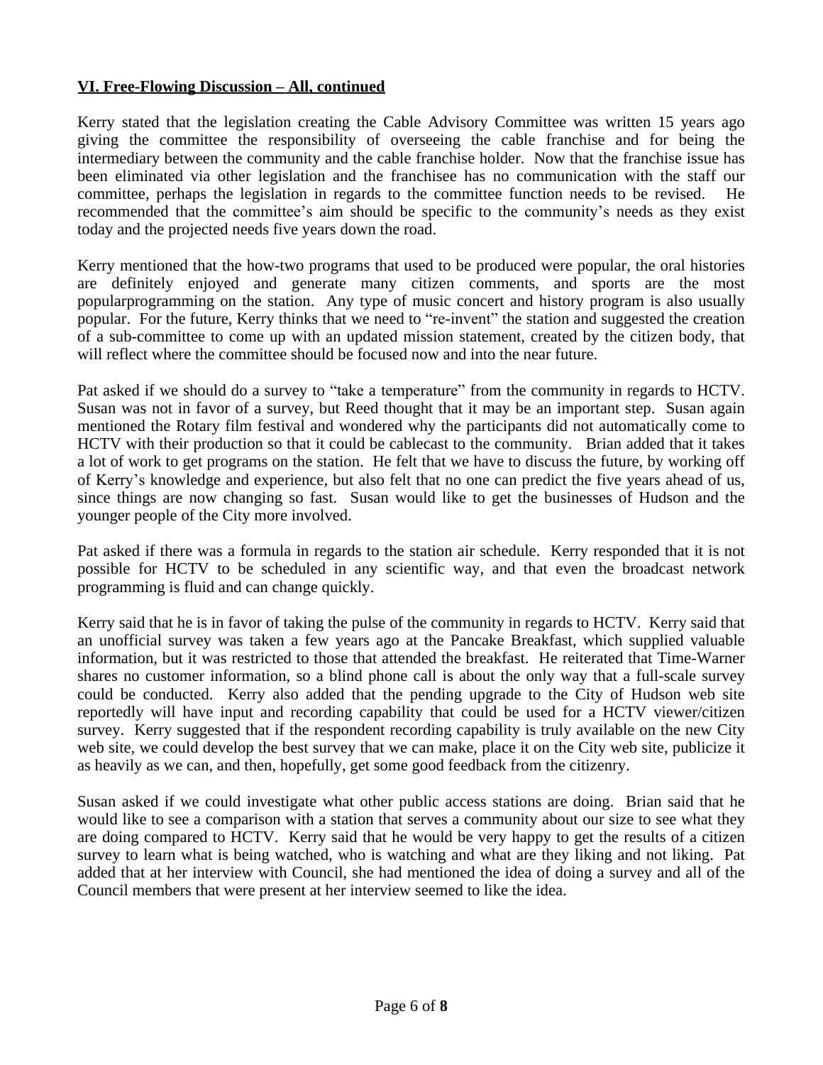**VI. Free-Flowing Discussion – All, continued**

Kerry stated that the legislation creating the Cable Advisory Committee was written 15 years ago giving the committee the responsibility of overseeing the cable franchise and for being the intermediary between the community and the cable franchise holder. Now that the franchise issue has been eliminated via other legislation and the franchisee has no communication with the staff our committee, perhaps the legislation in regards to the committee function needs to be revised. He recommended that the committee's aim should be specific to the community's needs as they exist today and the projected needs five years down the road.

Kerry mentioned that the how-two programs that used to be produced were popular, the oral histories are definitely enjoyed and generate many citizen comments, and sports are the most popularprogramming on the station. Any type of music concert and history program is also usually popular. For the future, Kerry thinks that we need to "re-invent" the station and suggested the creation of a sub-committee to come up with an updated mission statement, created by the citizen body, that will reflect where the committee should be focused now and into the near future.

Pat asked if we should do a survey to "take a temperature" from the community in regards to HCTV. Susan was not in favor of a survey, but Reed thought that it may be an important step. Susan again mentioned the Rotary film festival and wondered why the participants did not automatically come to HCTV with their production so that it could be cablecast to the community. Brian added that it takes a lot of work to get programs on the station. He felt that we have to discuss the future, by working off of Kerry's knowledge and experience, but also felt that no one can predict the five years ahead of us, since things are now changing so fast. Susan would like to get the businesses of Hudson and the younger people of the City more involved.

Pat asked if there was a formula in regards to the station air schedule. Kerry responded that it is not possible for HCTV to be scheduled in any scientific way, and that even the broadcast network programming is fluid and can change quickly.

Kerry said that he is in favor of taking the pulse of the community in regards to HCTV. Kerry said that an unofficial survey was taken a few years ago at the Pancake Breakfast, which supplied valuable information, but it was restricted to those that attended the breakfast. He reiterated that Time-Warner shares no customer information, so a blind phone call is about the only way that a full-scale survey could be conducted. Kerry also added that the pending upgrade to the City of Hudson web site reportedly will have input and recording capability that could be used for a HCTV viewer/citizen survey. Kerry suggested that if the respondent recording capability is truly available on the new City web site, we could develop the best survey that we can make, place it on the City web site, publicize it as heavily as we can, and then, hopefully, get some good feedback from the citizenry.

Susan asked if we could investigate what other public access stations are doing. Brian said that he would like to see a comparison with a station that serves a community about our size to see what they are doing compared to HCTV. Kerry said that he would be very happy to get the results of a citizen survey to learn what is being watched, who is watching and what are they liking and not liking. Pat added that at her interview with Council, she had mentioned the idea of doing a survey and all of the Council members that were present at her interview seemed to like the idea.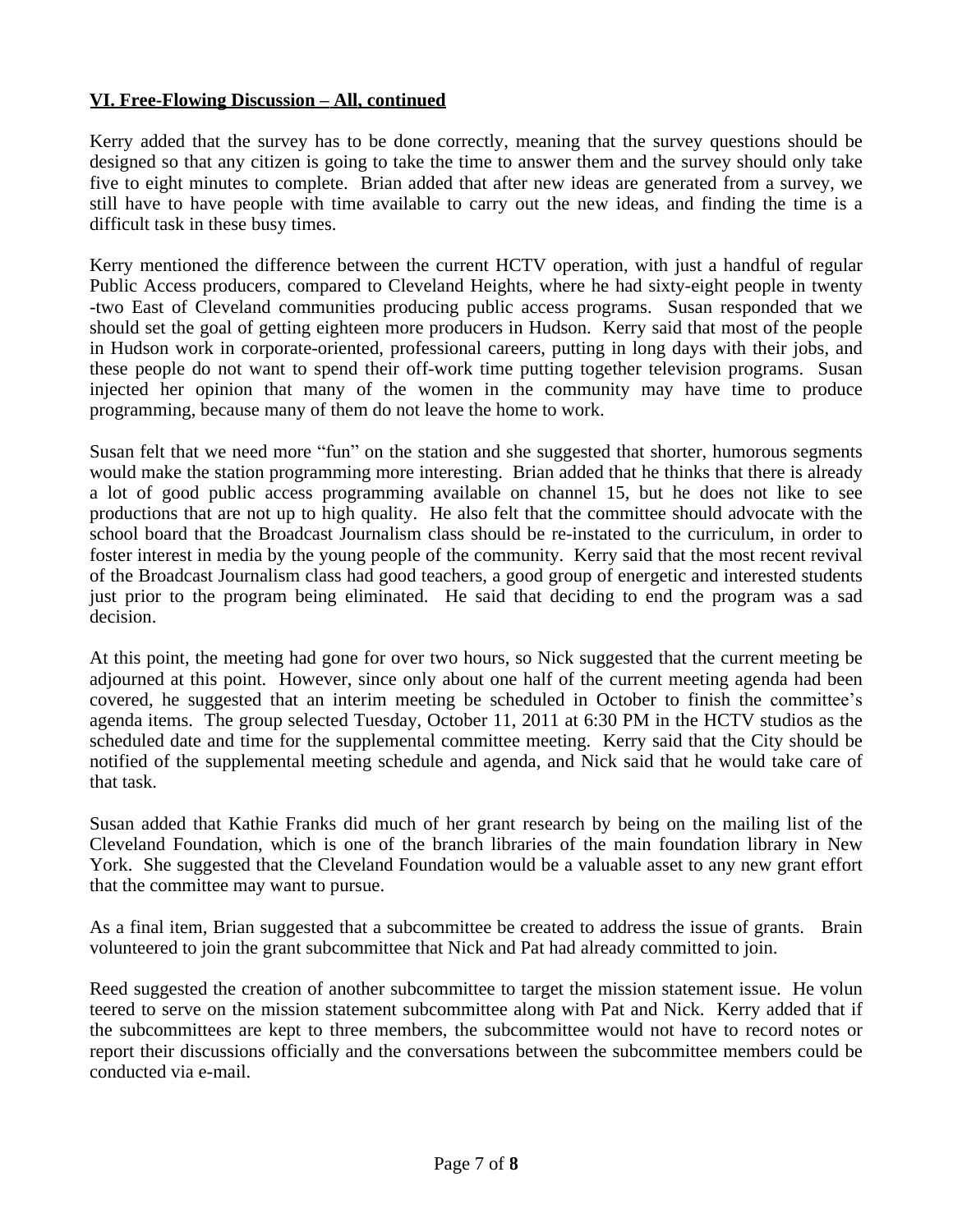**VI. Free-Flowing Discussion – All, continued**

Kerry added that the survey has to be done correctly, meaning that the survey questions should be designed so that any citizen is going to take the time to answer them and the survey should only take five to eight minutes to complete. Brian added that after new ideas are generated from a survey, we still have to have people with time available to carry out the new ideas, and finding the time is a difficult task in these busy times.

Kerry mentioned the difference between the current HCTV operation, with just a handful of regular Public Access producers, compared to Cleveland Heights, where he had sixty-eight people in twenty -two East of Cleveland communities producing public access programs. Susan responded that we should set the goal of getting eighteen more producers in Hudson. Kerry said that most of the people in Hudson work in corporate-oriented, professional careers, putting in long days with their jobs, and these people do not want to spend their off-work time putting together television programs. Susan injected her opinion that many of the women in the community may have time to produce programming, because many of them do not leave the home to work.

Susan felt that we need more "fun" on the station and she suggested that shorter, humorous segments would make the station programming more interesting. Brian added that he thinks that there is already a lot of good public access programming available on channel 15, but he does not like to see productions that are not up to high quality. He also felt that the committee should advocate with the school board that the Broadcast Journalism class should be re-instated to the curriculum, in order to foster interest in media by the young people of the community. Kerry said that the most recent revival of the Broadcast Journalism class had good teachers, a good group of energetic and interested students just prior to the program being eliminated. He said that deciding to end the program was a sad decision.

At this point, the meeting had gone for over two hours, so Nick suggested that the current meeting be adjourned at this point. However, since only about one half of the current meeting agenda had been covered, he suggested that an interim meeting be scheduled in October to finish the committee's agenda items. The group selected Tuesday, October 11, 2011 at 6:30 PM in the HCTV studios as the scheduled date and time for the supplemental committee meeting. Kerry said that the City should be notified of the supplemental meeting schedule and agenda, and Nick said that he would take care of that task.

Susan added that Kathie Franks did much of her grant research by being on the mailing list of the Cleveland Foundation, which is one of the branch libraries of the main foundation library in New York. She suggested that the Cleveland Foundation would be a valuable asset to any new grant effort that the committee may want to pursue.

As a final item, Brian suggested that a subcommittee be created to address the issue of grants. Brain volunteered to join the grant subcommittee that Nick and Pat had already committed to join.

Reed suggested the creation of another subcommittee to target the mission statement issue. He volunteered to serve on the mission statement subcommittee along with Pat and Nick. Kerry added that if the subcommittees are kept to three members, the subcommittee would not have to record notes or report their discussions officially and the conversations between the subcommittee members could be conducted via e-mail.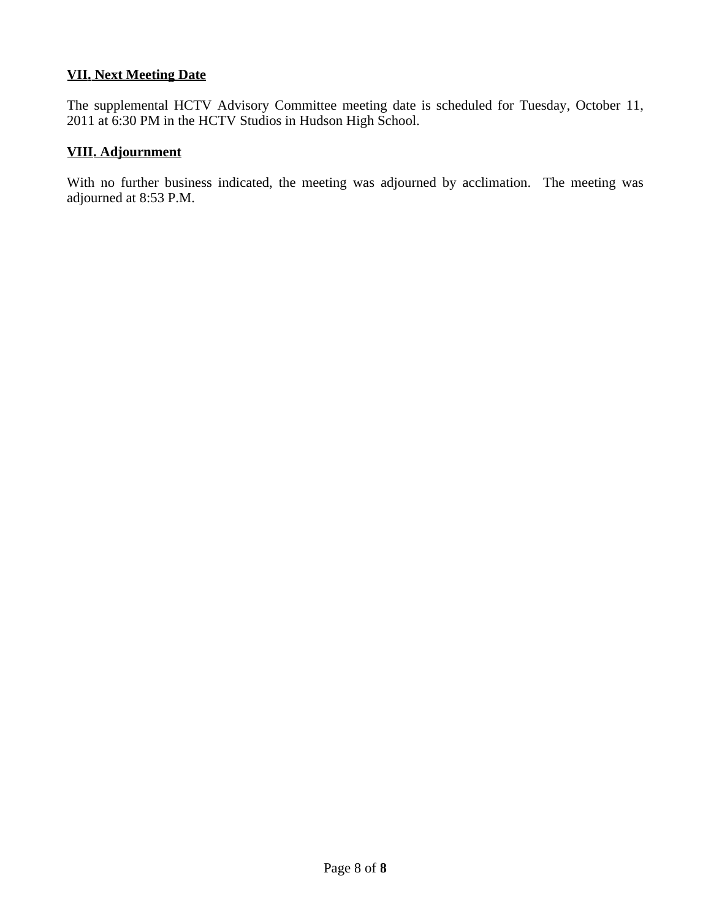**VII. Next Meeting Date**

The supplemental HCTV Advisory Committee meeting date is scheduled for Tuesday, October 11, 2011 at 6:30 PM in the HCTV Studios in Hudson High School.

**VIII. Adjournment**

With no further business indicated, the meeting was adjourned by acclimation. The meeting was adjourned at 8:53 P.M.